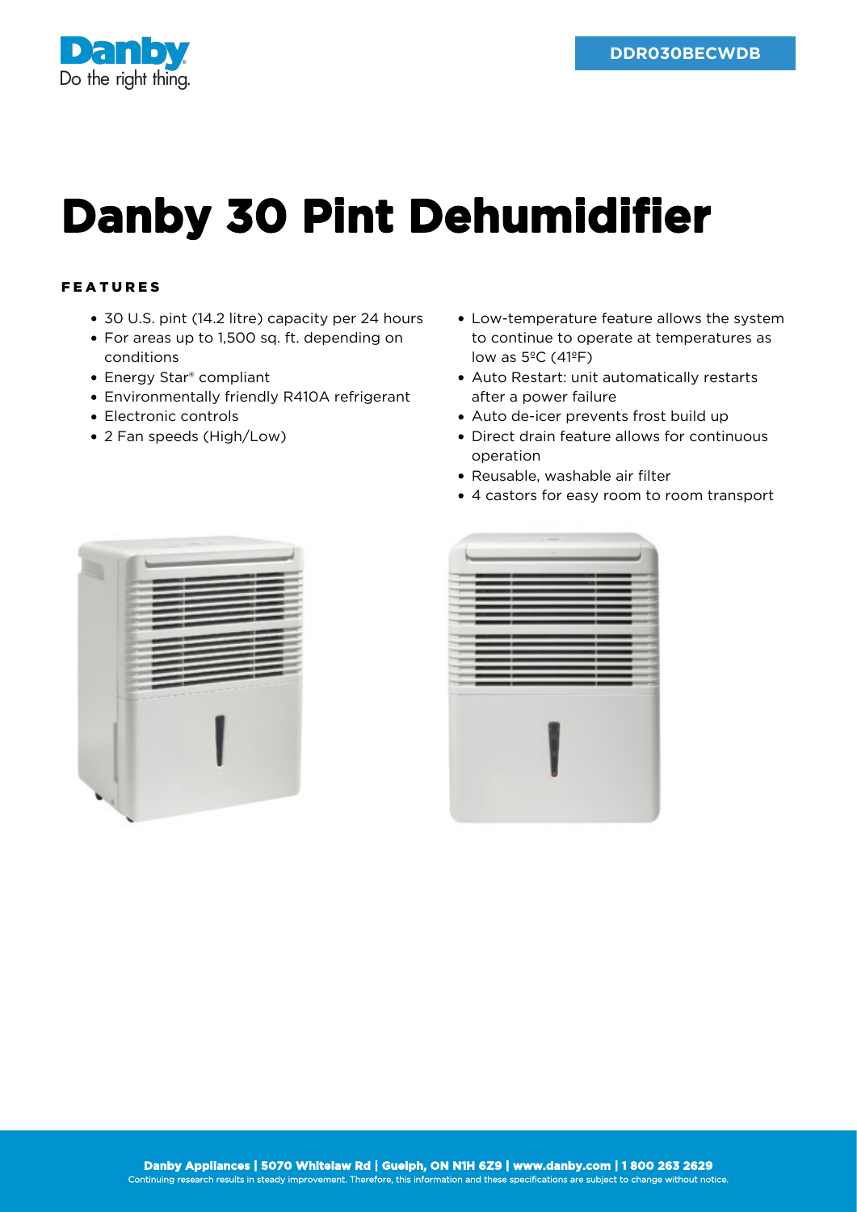DDR030BECWDB

# Danby 30 Pint Dehumidifier

## FEATURES

- 30 U.S. pint (14.2 litre) capacity per 24 hours
- For areas up to 1,500 sq. ft. depending on conditions
- Energy Star® compliant
- Environmentally friendly R410A refrigerant
- Electronic controls
- 2 Fan speeds (High/Low)
- Low-temperature feature allows the system to continue to operate at temperatures as low as 5ºC (41ºF)
- Auto Restart: unit automatically restarts after a power failure
- Auto de-icer prevents frost build up
- Direct drain feature allows for continuous operation
- Reusable, washable air filter
- 4 castors for easy room to room transport

**Danby Appliances | 5070 Whitelaw Rd | Guelph, ON N1H 6Z9 | www.danby.com | 1 800 263 2629**
Continuing research results in steady improvement. Therefore, this information and these specifications are subject to change without notice.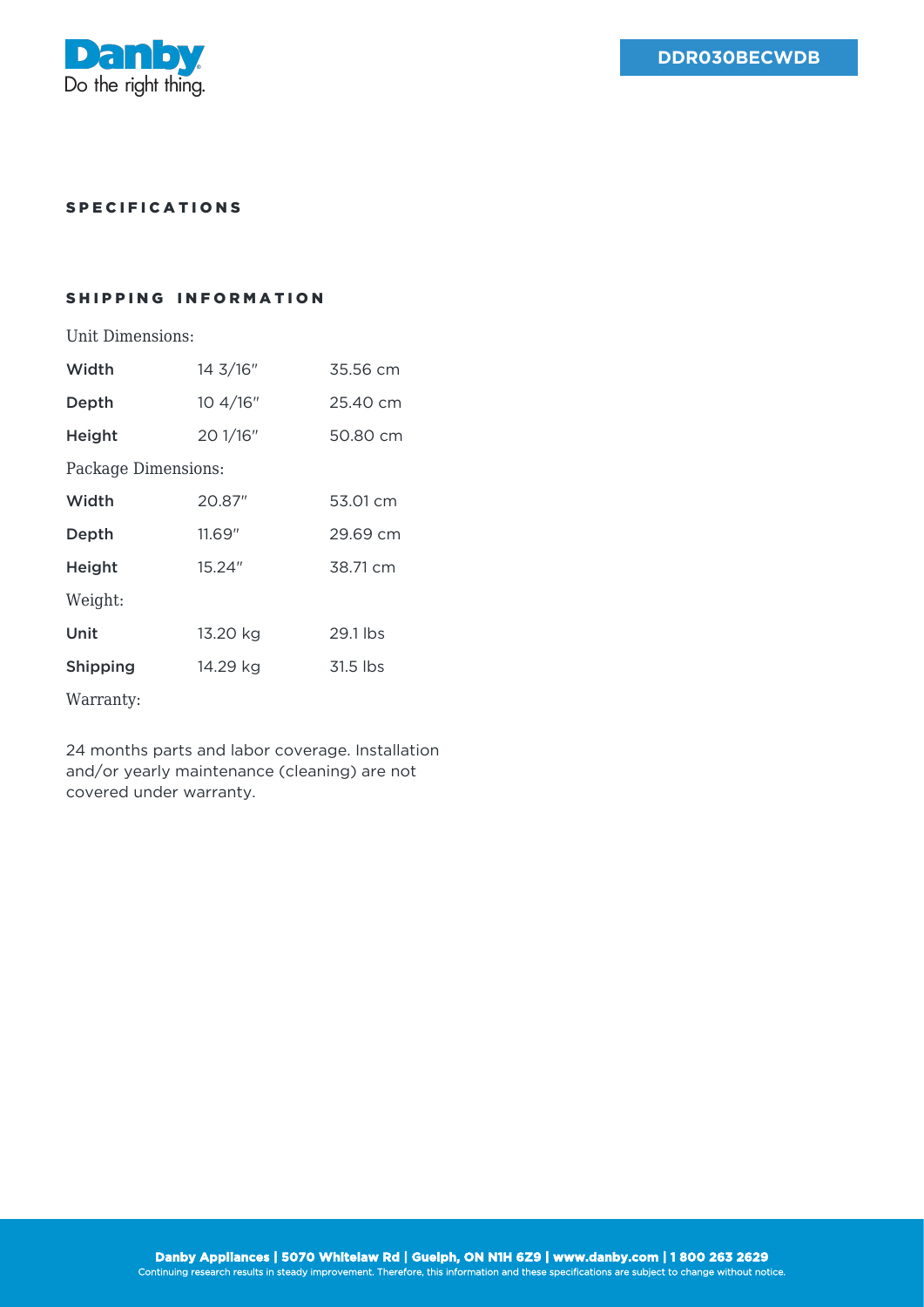DDR030BECWDB

## SPECIFICATIONS

### SHIPPING INFORMATION

Unit Dimensions:

| | | |
|---|---|---|
| **Width** | 14 3/16" | 35.56 cm |
| **Depth** | 10 4/16" | 25.40 cm |
| **Height** | 20 1/16" | 50.80 cm |

Package Dimensions:

| | | |
|---|---|---|
| **Width** | 20.87" | 53.01 cm |
| **Depth** | 11.69" | 29.69 cm |
| **Height** | 15.24" | 38.71 cm |

Weight:

| | | |
|---|---|---|
| **Unit** | 13.20 kg | 29.1 lbs |
| **Shipping** | 14.29 kg | 31.5 lbs |

Warranty:

24 months parts and labor coverage. Installation and/or yearly maintenance (cleaning) are not covered under warranty.

**Danby Appliances | 5070 Whitelaw Rd | Guelph, ON N1H 6Z9 | www.danby.com | 1 800 263 2629**
Continuing research results in steady improvement. Therefore, this information and these specifications are subject to change without notice.